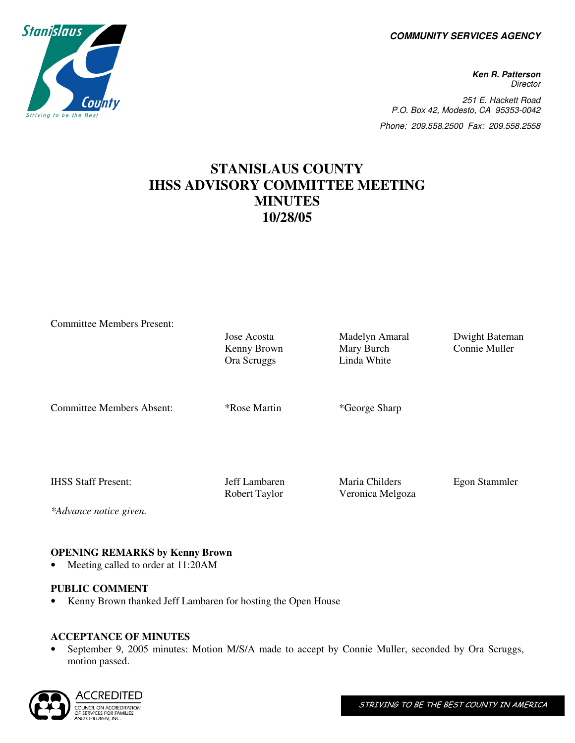COMMUNITY SERVICES AGENCY

**Ken R. Patterson**
*Director*

251 E. Hackett Road
P.O. Box 42, Modesto, CA 95353-0042
Phone: 209.558.2500 Fax: 209.558.2558

# STANISLAUS COUNTY IHSS ADVISORY COMMITTEE MEETING MINUTES 10/28/05

| | | | |
|---|---|---|---|
| Committee Members Present: | Jose Acosta | Madelyn Amaral | Dwight Bateman |
| | Kenny Brown | Mary Burch | Connie Muller |
| | Ora Scruggs | Linda White | |
| Committee Members Absent: | *Rose Martin | *George Sharp | |
| IHSS Staff Present: | Jeff Lambaren | Maria Childers | Egon Stammler |
| | Robert Taylor | Veronica Melgoza | |

*\*Advance notice given.*

**OPENING REMARKS by Kenny Brown**
- Meeting called to order at 11:20AM

**PUBLIC COMMENT**
- Kenny Brown thanked Jeff Lambaren for hosting the Open House

**ACCEPTANCE OF MINUTES**
- September 9, 2005 minutes: Motion M/S/A made to accept by Connie Muller, seconded by Ora Scruggs, motion passed.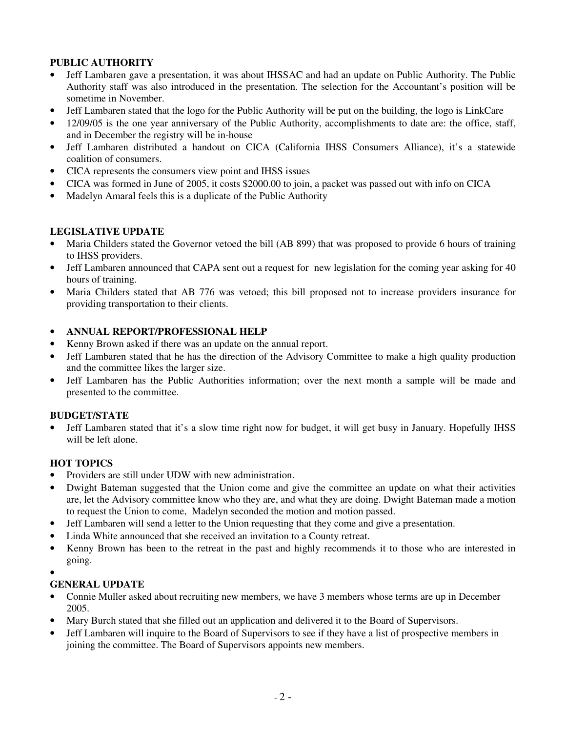**PUBLIC AUTHORITY**

- Jeff Lambaren gave a presentation, it was about IHSSAC and had an update on Public Authority. The Public Authority staff was also introduced in the presentation. The selection for the Accountant's position will be sometime in November.
- Jeff Lambaren stated that the logo for the Public Authority will be put on the building, the logo is LinkCare
- 12/09/05 is the one year anniversary of the Public Authority, accomplishments to date are: the office, staff, and in December the registry will be in-house
- Jeff Lambaren distributed a handout on CICA (California IHSS Consumers Alliance), it's a statewide coalition of consumers.
- CICA represents the consumers view point and IHSS issues
- CICA was formed in June of 2005, it costs $2000.00 to join, a packet was passed out with info on CICA
- Madelyn Amaral feels this is a duplicate of the Public Authority

**LEGISLATIVE UPDATE**

- Maria Childers stated the Governor vetoed the bill (AB 899) that was proposed to provide 6 hours of training to IHSS providers.
- Jeff Lambaren announced that CAPA sent out a request for new legislation for the coming year asking for 40 hours of training.
- Maria Childers stated that AB 776 was vetoed; this bill proposed not to increase providers insurance for providing transportation to their clients.

- **ANNUAL REPORT/PROFESSIONAL HELP**
- Kenny Brown asked if there was an update on the annual report.
- Jeff Lambaren stated that he has the direction of the Advisory Committee to make a high quality production and the committee likes the larger size.
- Jeff Lambaren has the Public Authorities information; over the next month a sample will be made and presented to the committee.

**BUDGET/STATE**

- Jeff Lambaren stated that it's a slow time right now for budget, it will get busy in January. Hopefully IHSS will be left alone.

**HOT TOPICS**

- Providers are still under UDW with new administration.
- Dwight Bateman suggested that the Union come and give the committee an update on what their activities are, let the Advisory committee know who they are, and what they are doing. Dwight Bateman made a motion to request the Union to come, Madelyn seconded the motion and motion passed.
- Jeff Lambaren will send a letter to the Union requesting that they come and give a presentation.
- Linda White announced that she received an invitation to a County retreat.
- Kenny Brown has been to the retreat in the past and highly recommends it to those who are interested in going.

**GENERAL UPDATE**

- Connie Muller asked about recruiting new members, we have 3 members whose terms are up in December 2005.
- Mary Burch stated that she filled out an application and delivered it to the Board of Supervisors.
- Jeff Lambaren will inquire to the Board of Supervisors to see if they have a list of prospective members in joining the committee. The Board of Supervisors appoints new members.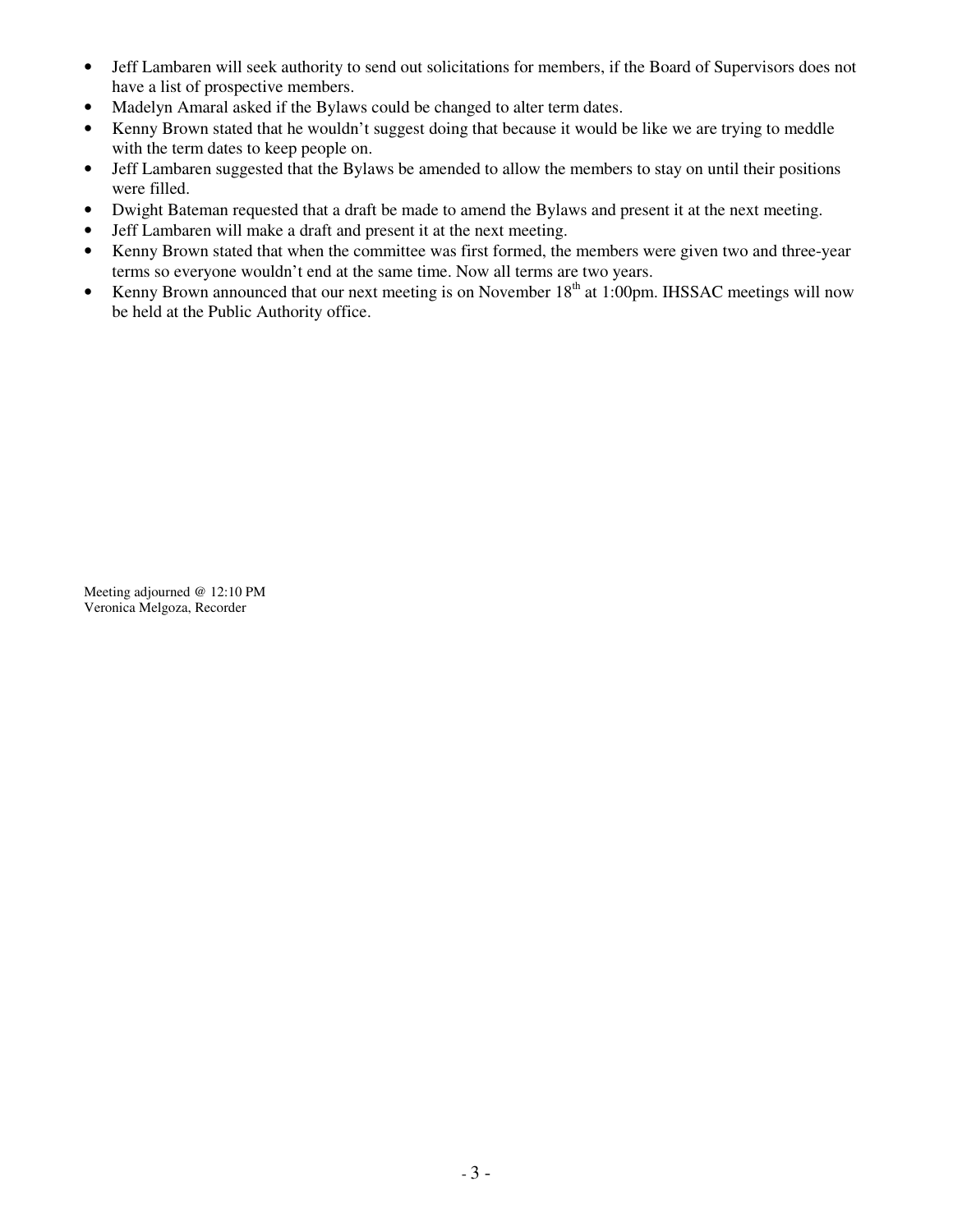- Jeff Lambaren will seek authority to send out solicitations for members, if the Board of Supervisors does not have a list of prospective members.
- Madelyn Amaral asked if the Bylaws could be changed to alter term dates.
- Kenny Brown stated that he wouldn't suggest doing that because it would be like we are trying to meddle with the term dates to keep people on.
- Jeff Lambaren suggested that the Bylaws be amended to allow the members to stay on until their positions were filled.
- Dwight Bateman requested that a draft be made to amend the Bylaws and present it at the next meeting.
- Jeff Lambaren will make a draft and present it at the next meeting.
- Kenny Brown stated that when the committee was first formed, the members were given two and three-year terms so everyone wouldn't end at the same time. Now all terms are two years.
- Kenny Brown announced that our next meeting is on November 18th at 1:00pm. IHSSAC meetings will now be held at the Public Authority office.

Meeting adjourned @ 12:10 PM
Veronica Melgoza, Recorder